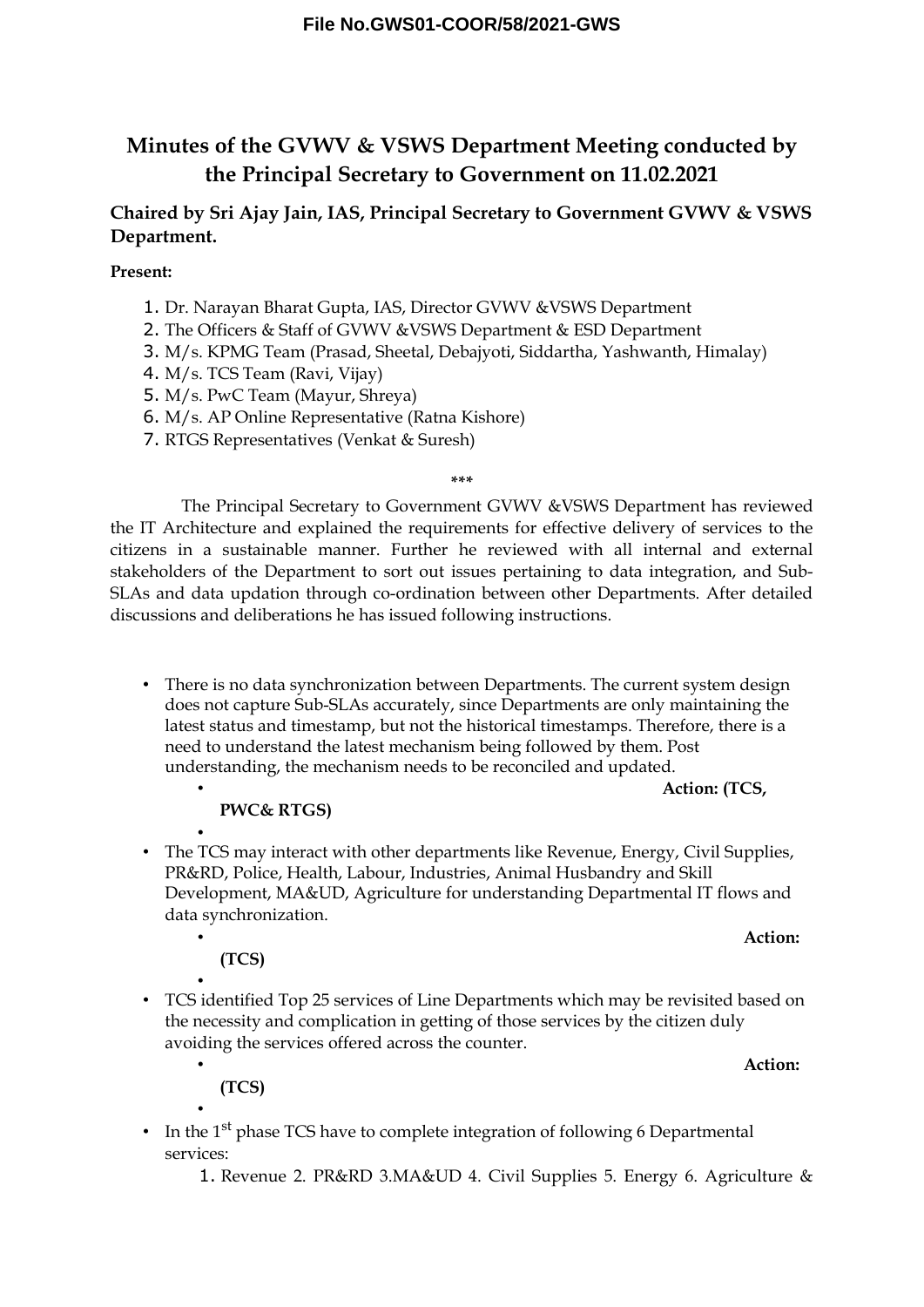**File No.GWS01-COOR/58/2021-GWS**

# Minutes of the GVWV & VSWS Department Meeting conducted by the Principal Secretary to Government on 11.02.2021

**Chaired by Sri Ajay Jain, IAS, Principal Secretary to Government GVWV & VSWS Department.**

**Present:**

1. Dr. Narayan Bharat Gupta, IAS, Director GVWV &VSWS Department
2. The Officers & Staff of GVWV &VSWS Department & ESD Department
3. M/s. KPMG Team (Prasad, Sheetal, Debajyoti, Siddartha, Yashwanth, Himalay)
4. M/s. TCS Team (Ravi, Vijay)
5. M/s. PwC Team (Mayur, Shreya)
6. M/s. AP Online Representative (Ratna Kishore)
7. RTGS Representatives (Venkat & Suresh)

\*\*\*

The Principal Secretary to Government GVWV &VSWS Department has reviewed the IT Architecture and explained the requirements for effective delivery of services to the citizens in a sustainable manner. Further he reviewed with all internal and external stakeholders of the Department to sort out issues pertaining to data integration, and Sub-SLAs and data updation through co-ordination between other Departments. After detailed discussions and deliberations he has issued following instructions.

- There is no data synchronization between Departments. The current system design does not capture Sub-SLAs accurately, since Departments are only maintaining the latest status and timestamp, but not the historical timestamps. Therefore, there is a need to understand the latest mechanism being followed by them. Post understanding, the mechanism needs to be reconciled and updated.
  - **Action: (TCS, PWC& RTGS)**
- The TCS may interact with other departments like Revenue, Energy, Civil Supplies, PR&RD, Police, Health, Labour, Industries, Animal Husbandry and Skill Development, MA&UD, Agriculture for understanding Departmental IT flows and data synchronization.
  - **Action: (TCS)**
- TCS identified Top 25 services of Line Departments which may be revisited based on the necessity and complication in getting of those services by the citizen duly avoiding the services offered across the counter.
  - **Action: (TCS)**
- In the 1st phase TCS have to complete integration of following 6 Departmental services:
  1. Revenue 2. PR&RD 3.MA&UD 4. Civil Supplies 5. Energy 6. Agriculture &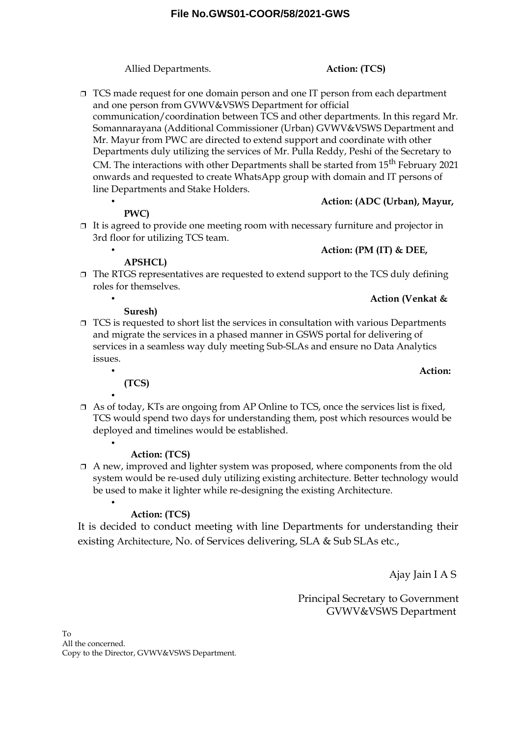Allied Departments. **Action: (TCS)**

- TCS made request for one domain person and one IT person from each department and one person from GVWV&VSWS Department for official communication/coordination between TCS and other departments. In this regard Mr. Somannarayana (Additional Commissioner (Urban) GVWV&VSWS Department and Mr. Mayur from PWC are directed to extend support and coordinate with other Departments duly utilizing the services of Mr. Pulla Reddy, Peshi of the Secretary to CM. The interactions with other Departments shall be started from 15th February 2021 onwards and requested to create WhatsApp group with domain and IT persons of line Departments and Stake Holders.
  - **Action: (ADC (Urban), Mayur, PWC)**
- It is agreed to provide one meeting room with necessary furniture and projector in 3rd floor for utilizing TCS team.
  - **Action: (PM (IT) & DEE, APSHCL)**
- The RTGS representatives are requested to extend support to the TCS duly defining roles for themselves.
  - **Action (Venkat & Suresh)**
- TCS is requested to short list the services in consultation with various Departments and migrate the services in a phased manner in GSWS portal for delivering of services in a seamless way duly meeting Sub-SLAs and ensure no Data Analytics issues.
  - **Action: (TCS)**
- As of today, KTs are ongoing from AP Online to TCS, once the services list is fixed, TCS would spend two days for understanding them, post which resources would be deployed and timelines would be established.
  - **Action: (TCS)**
- A new, improved and lighter system was proposed, where components from the old system would be re-used duly utilizing existing architecture. Better technology would be used to make it lighter while re-designing the existing Architecture.
  - **Action: (TCS)**

It is decided to conduct meeting with line Departments for understanding their existing Architecture, No. of Services delivering, SLA & Sub SLAs etc.,

Ajay Jain I A S

Principal Secretary to Government
GVWV&VSWS Department

To
All the concerned.
Copy to the Director, GVWV&VSWS Department.